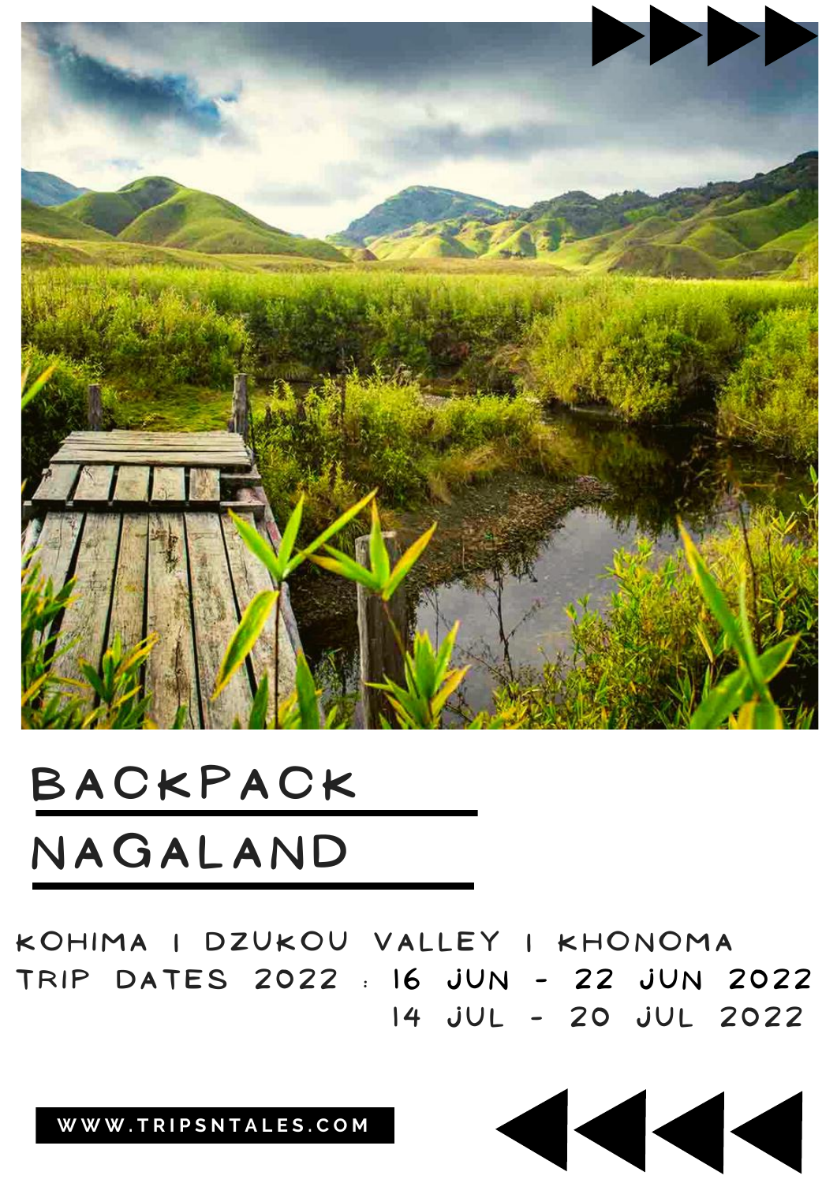# BACKPACK NAGALAND

KOHIMA | DZUKOU VALLEY | KHONOMA

TRIP DATES 2022 : 16 JUN - 22 JUN 2022
14 JUL - 20 JUL 2022

WWW.TRIPSNTALES.COM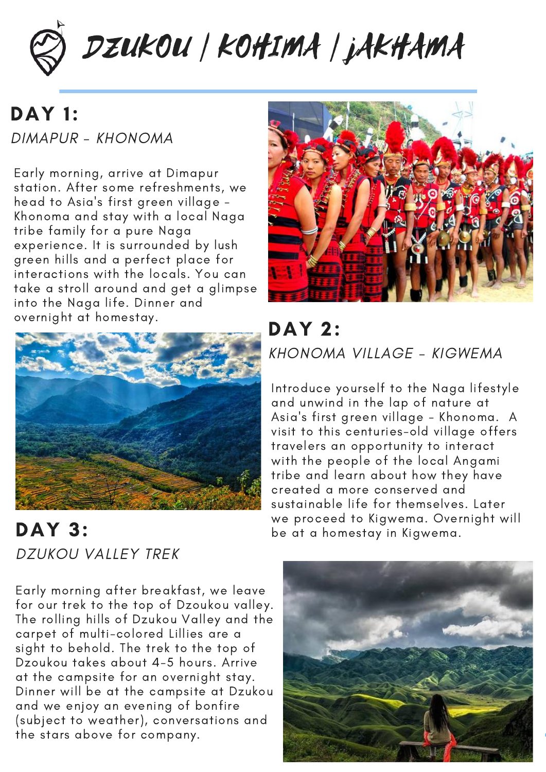# DZUKOU | KOHIMA | JAKHAMA

## DAY 1:

*DIMAPUR - KHONOMA*

Early morning, arrive at Dimapur station. After some refreshments, we head to Asia's first green village - Khonoma and stay with a local Naga tribe family for a pure Naga experience. It is surrounded by lush green hills and a perfect place for interactions with the locals. You can take a stroll around and get a glimpse into the Naga life. Dinner and overnight at homestay.

## DAY 2:

*KHONOMA VILLAGE - KIGWEMA*

Introduce yourself to the Naga lifestyle and unwind in the lap of nature at Asia's first green village - Khonoma. A visit to this centuries-old village offers travelers an opportunity to interact with the people of the local Angami tribe and learn about how they have created a more conserved and sustainable life for themselves. Later we proceed to Kigwema. Overnight will be at a homestay in Kigwema.

## DAY 3:

*DZUKOU VALLEY TREK*

Early morning after breakfast, we leave for our trek to the top of Dzoukou valley. The rolling hills of Dzukou Valley and the carpet of multi-colored Lillies are a sight to behold. The trek to the top of Dzoukou takes about 4-5 hours. Arrive at the campsite for an overnight stay. Dinner will be at the campsite at Dzukou and we enjoy an evening of bonfire (subject to weather), conversations and the stars above for company.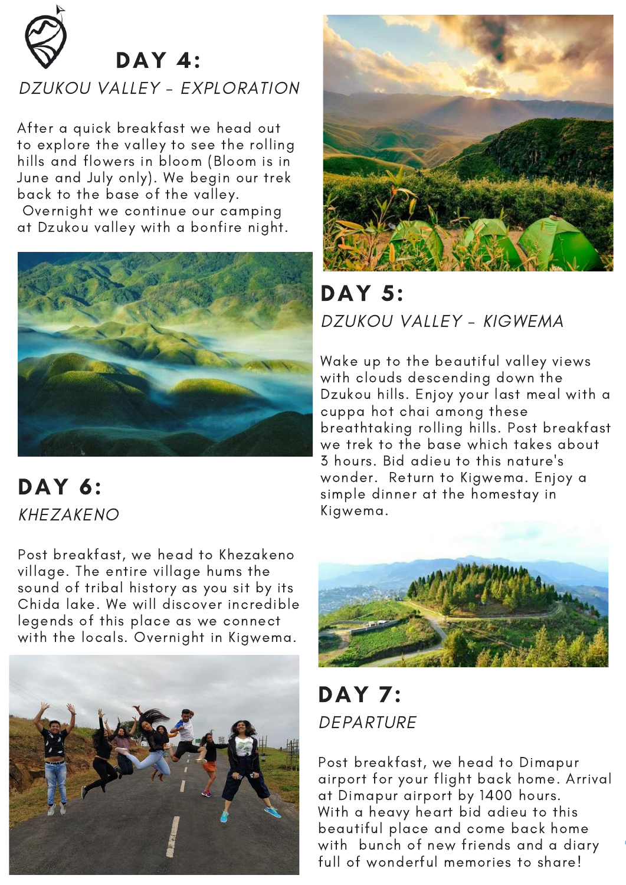## DAY 4:

*DZUKOU VALLEY - EXPLORATION*

After a quick breakfast we head out to explore the valley to see the rolling hills and flowers in bloom (Bloom is in June and July only). We begin our trek back to the base of the valley. Overnight we continue our camping at Dzukou valley with a bonfire night.

## DAY 5:

*DZUKOU VALLEY - KIGWEMA*

Wake up to the beautiful valley views with clouds descending down the Dzukou hills. Enjoy your last meal with a cuppa hot chai among these breathtaking rolling hills. Post breakfast we trek to the base which takes about 3 hours. Bid adieu to this nature's wonder. Return to Kigwema. Enjoy a simple dinner at the homestay in Kigwema.

## DAY 6:

*KHEZAKENO*

Post breakfast, we head to Khezakeno village. The entire village hums the sound of tribal history as you sit by its Chida lake. We will discover incredible legends of this place as we connect with the locals. Overnight in Kigwema.

## DAY 7:

*DEPARTURE*

Post breakfast, we head to Dimapur airport for your flight back home. Arrival at Dimapur airport by 1400 hours. With a heavy heart bid adieu to this beautiful place and come back home with bunch of new friends and a diary full of wonderful memories to share!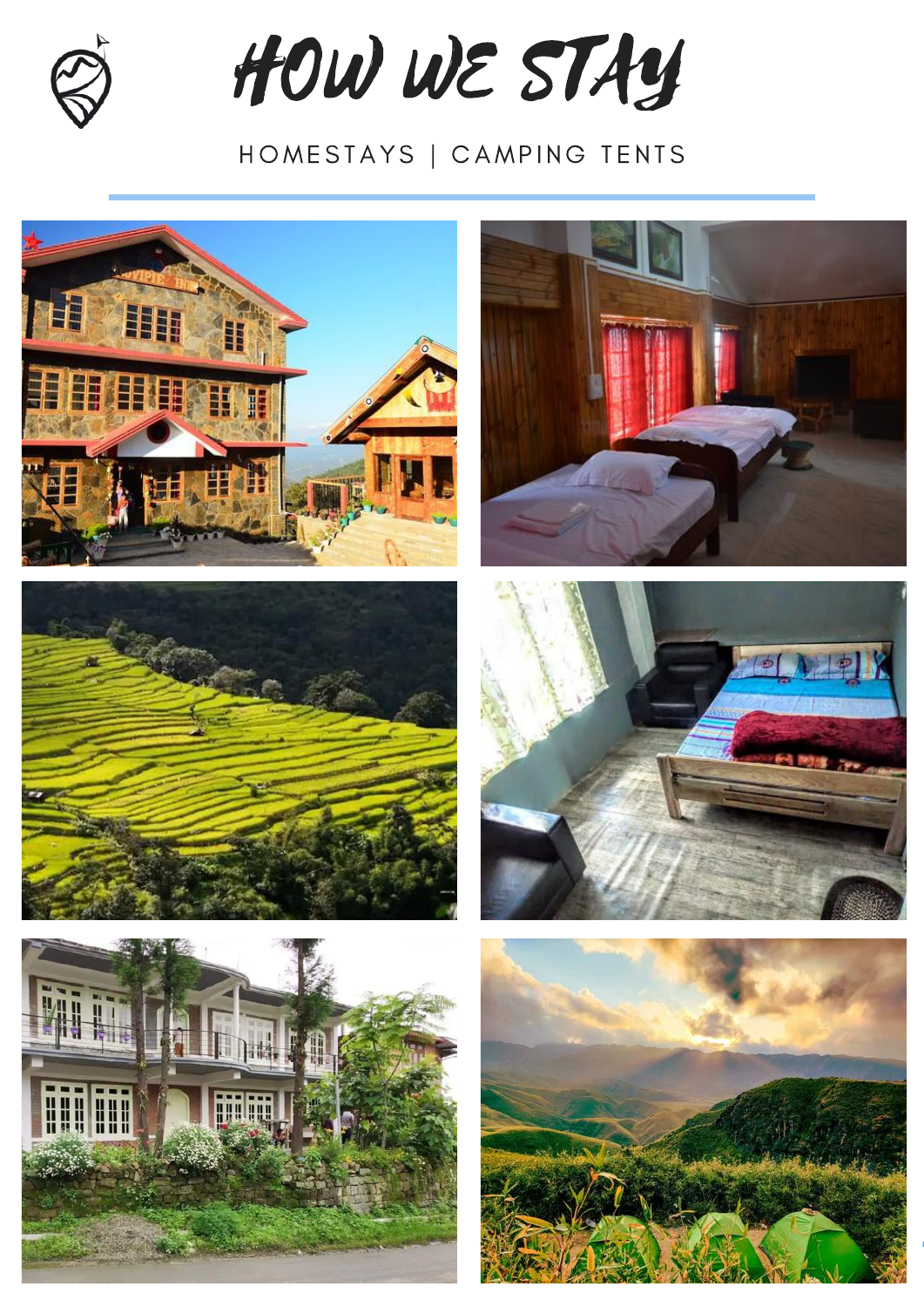# HOW WE STAY

HOMESTAYS | CAMPING TENTS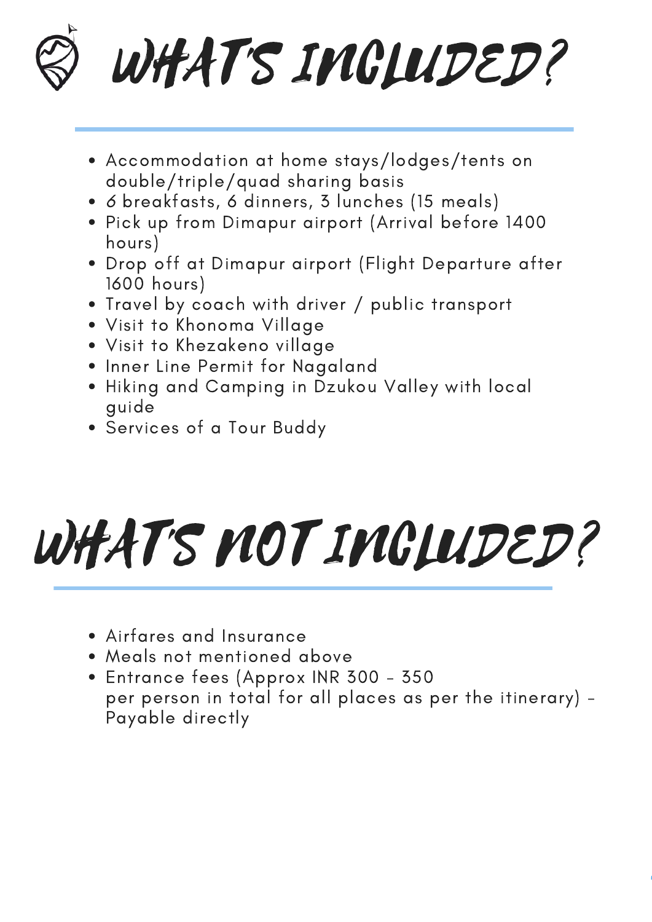# WHAT'S INCLUDED?

- Accommodation at home stays/lodges/tents on double/triple/quad sharing basis
- 6 breakfasts, 6 dinners, 3 lunches (15 meals)
- Pick up from Dimapur airport (Arrival before 1400 hours)
- Drop off at Dimapur airport (Flight Departure after 1600 hours)
- Travel by coach with driver / public transport
- Visit to Khonoma Village
- Visit to Khezakeno village
- Inner Line Permit for Nagaland
- Hiking and Camping in Dzukou Valley with local guide
- Services of a Tour Buddy

# WHAT'S NOT INCLUDED?

- Airfares and Insurance
- Meals not mentioned above
- Entrance fees (Approx INR 300 - 350 per person in total for all places as per the itinerary) - Payable directly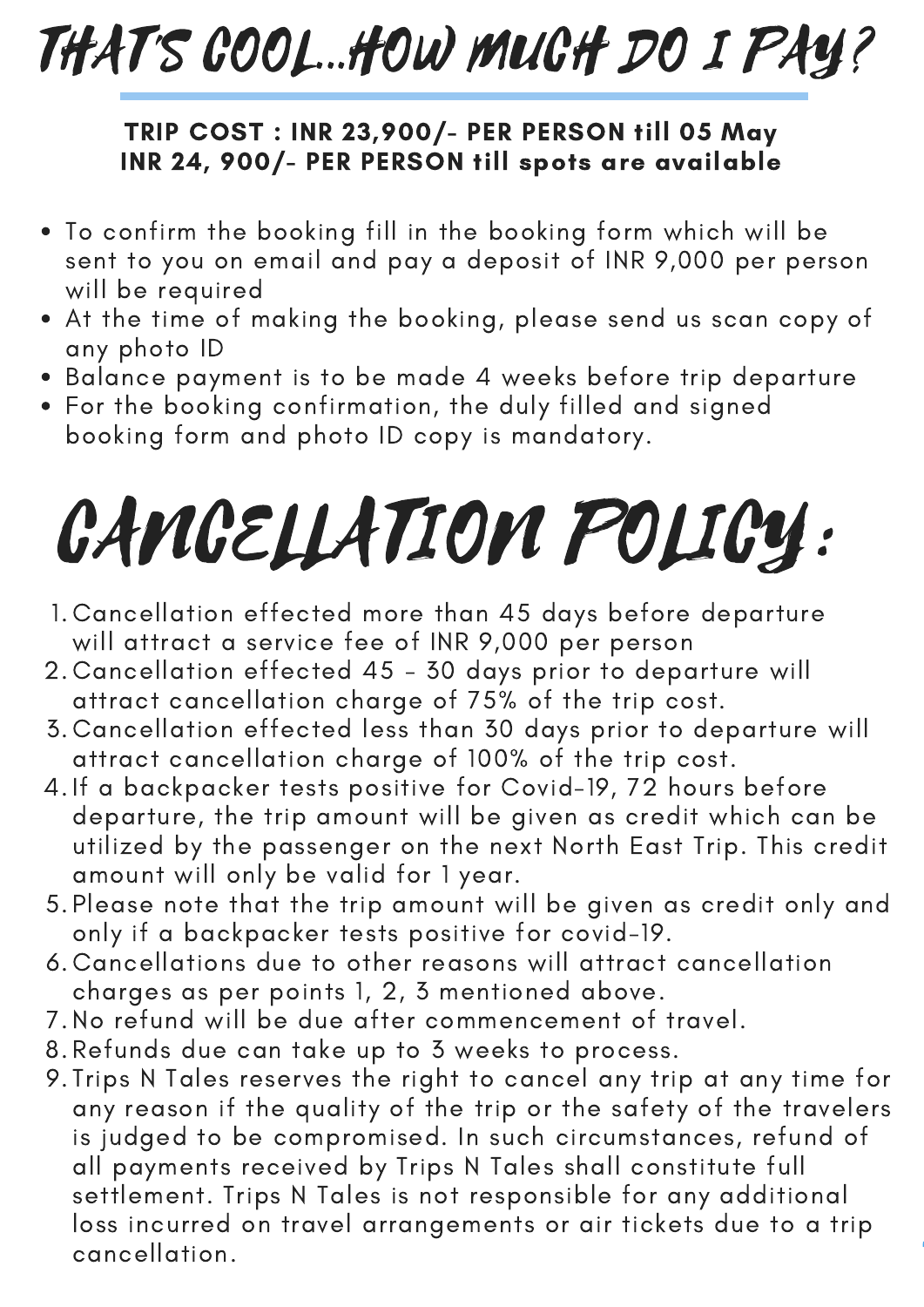# THAT'S COOL...HOW MUCH DO I PAY?

**TRIP COST : INR 23,900/- PER PERSON till 05 May**
**INR 24, 900/- PER PERSON till spots are available**

- To confirm the booking fill in the booking form which will be sent to you on email and pay a deposit of INR 9,000 per person will be required
- At the time of making the booking, please send us scan copy of any photo ID
- Balance payment is to be made 4 weeks before trip departure
- For the booking confirmation, the duly filled and signed booking form and photo ID copy is mandatory.

# CANCELLATION POLICY:

1. Cancellation effected more than 45 days before departure will attract a service fee of INR 9,000 per person
2. Cancellation effected 45 - 30 days prior to departure will attract cancellation charge of 75% of the trip cost.
3. Cancellation effected less than 30 days prior to departure will attract cancellation charge of 100% of the trip cost.
4. If a backpacker tests positive for Covid-19, 72 hours before departure, the trip amount will be given as credit which can be utilized by the passenger on the next North East Trip. This credit amount will only be valid for 1 year.
5. Please note that the trip amount will be given as credit only and only if a backpacker tests positive for covid-19.
6. Cancellations due to other reasons will attract cancellation charges as per points 1, 2, 3 mentioned above.
7. No refund will be due after commencement of travel.
8. Refunds due can take up to 3 weeks to process.
9. Trips N Tales reserves the right to cancel any trip at any time for any reason if the quality of the trip or the safety of the travelers is judged to be compromised. In such circumstances, refund of all payments received by Trips N Tales shall constitute full settlement. Trips N Tales is not responsible for any additional loss incurred on travel arrangements or air tickets due to a trip cancellation.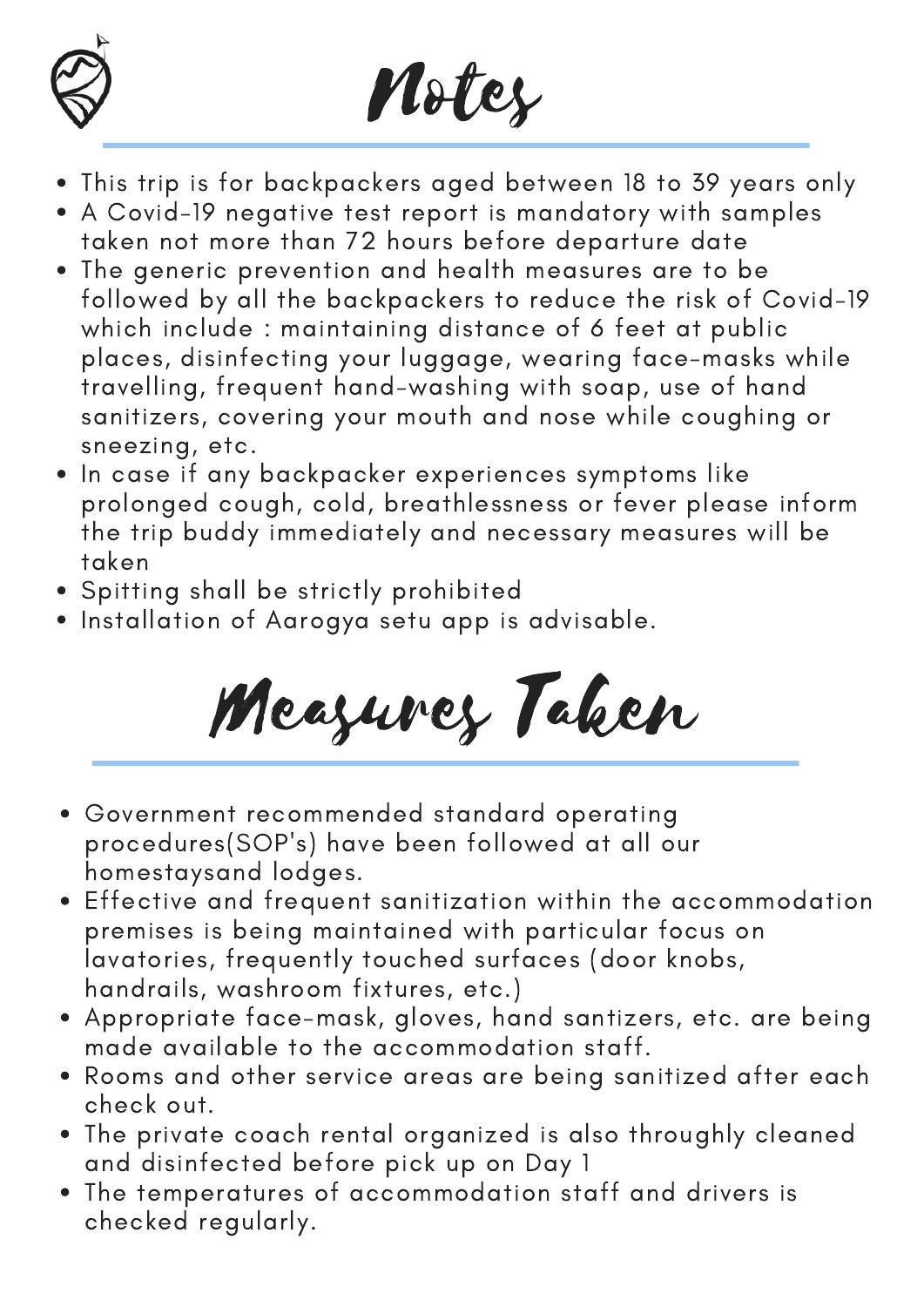# Notes

- This trip is for backpackers aged between 18 to 39 years only
- A Covid-19 negative test report is mandatory with samples taken not more than 72 hours before departure date
- The generic prevention and health measures are to be followed by all the backpackers to reduce the risk of Covid-19 which include : maintaining distance of 6 feet at public places, disinfecting your luggage, wearing face-masks while travelling, frequent hand-washing with soap, use of hand sanitizers, covering your mouth and nose while coughing or sneezing, etc.
- In case if any backpacker experiences symptoms like prolonged cough, cold, breathlessness or fever please inform the trip buddy immediately and necessary measures will be taken
- Spitting shall be strictly prohibited
- Installation of Aarogya setu app is advisable.

# Measures Taken

- Government recommended standard operating procedures(SOP's) have been followed at all our homestaysand lodges.
- Effective and frequent sanitization within the accommodation premises is being maintained with particular focus on lavatories, frequently touched surfaces (door knobs, handrails, washroom fixtures, etc.)
- Appropriate face-mask, gloves, hand santizers, etc. are being made available to the accommodation staff.
- Rooms and other service areas are being sanitized after each check out.
- The private coach rental organized is also throughly cleaned and disinfected before pick up on Day 1
- The temperatures of accommodation staff and drivers is checked regularly.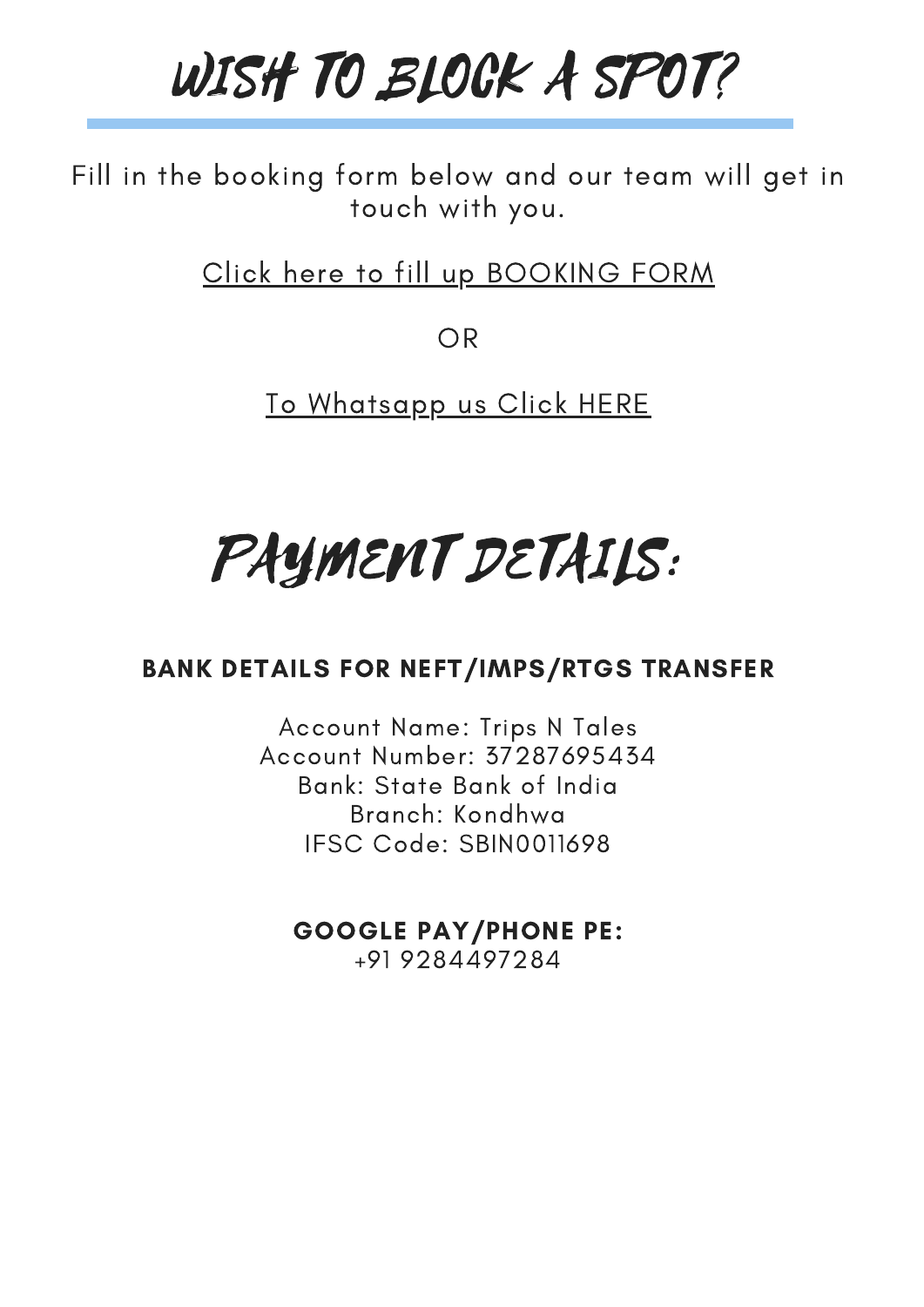# WISH TO BLOCK A SPOT?

Fill in the booking form below and our team will get in touch with you.

Click here to fill up BOOKING FORM

OR

To Whatsapp us Click HERE

# PAYMENT DETAILS:

**BANK DETAILS FOR NEFT/IMPS/RTGS TRANSFER**

Account Name: Trips N Tales
Account Number: 37287695434
Bank: State Bank of India
Branch: Kondhwa
IFSC Code: SBIN0011698

**GOOGLE PAY/PHONE PE:**
+91 9284497284